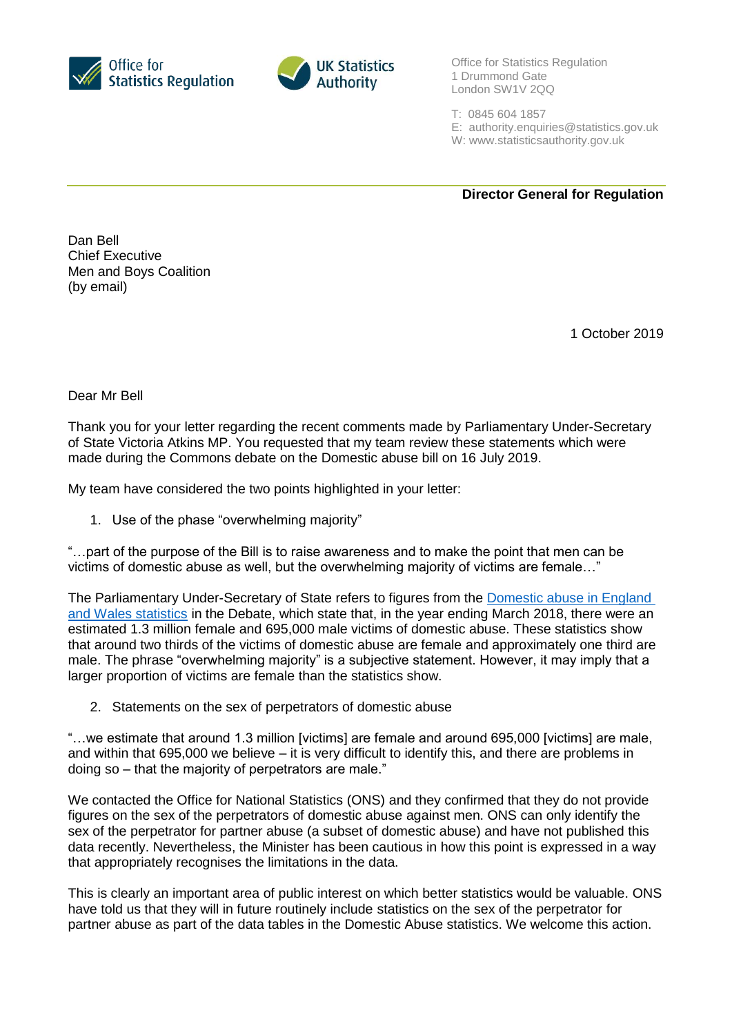Office for Statistics Regulation

UK Statistics Authority

Office for Statistics Regulation
1 Drummond Gate
London SW1V 2QQ

T: 0845 604 1857
E: authority.enquiries@statistics.gov.uk
W: www.statisticsauthority.gov.uk

**Director General for Regulation**

Dan Bell
Chief Executive
Men and Boys Coalition
(by email)

1 October 2019

Dear Mr Bell

Thank you for your letter regarding the recent comments made by Parliamentary Under-Secretary of State Victoria Atkins MP. You requested that my team review these statements which were made during the Commons debate on the Domestic abuse bill on 16 July 2019.

My team have considered the two points highlighted in your letter:

1. Use of the phase "overwhelming majority"

"…part of the purpose of the Bill is to raise awareness and to make the point that men can be victims of domestic abuse as well, but the overwhelming majority of victims are female…"

The Parliamentary Under-Secretary of State refers to figures from the [Domestic abuse in England and Wales statistics](#) in the Debate, which state that, in the year ending March 2018, there were an estimated 1.3 million female and 695,000 male victims of domestic abuse. These statistics show that around two thirds of the victims of domestic abuse are female and approximately one third are male. The phrase "overwhelming majority" is a subjective statement. However, it may imply that a larger proportion of victims are female than the statistics show.

2. Statements on the sex of perpetrators of domestic abuse

"…we estimate that around 1.3 million [victims] are female and around 695,000 [victims] are male, and within that 695,000 we believe – it is very difficult to identify this, and there are problems in doing so – that the majority of perpetrators are male."

We contacted the Office for National Statistics (ONS) and they confirmed that they do not provide figures on the sex of the perpetrators of domestic abuse against men. ONS can only identify the sex of the perpetrator for partner abuse (a subset of domestic abuse) and have not published this data recently. Nevertheless, the Minister has been cautious in how this point is expressed in a way that appropriately recognises the limitations in the data.

This is clearly an important area of public interest on which better statistics would be valuable. ONS have told us that they will in future routinely include statistics on the sex of the perpetrator for partner abuse as part of the data tables in the Domestic Abuse statistics. We welcome this action.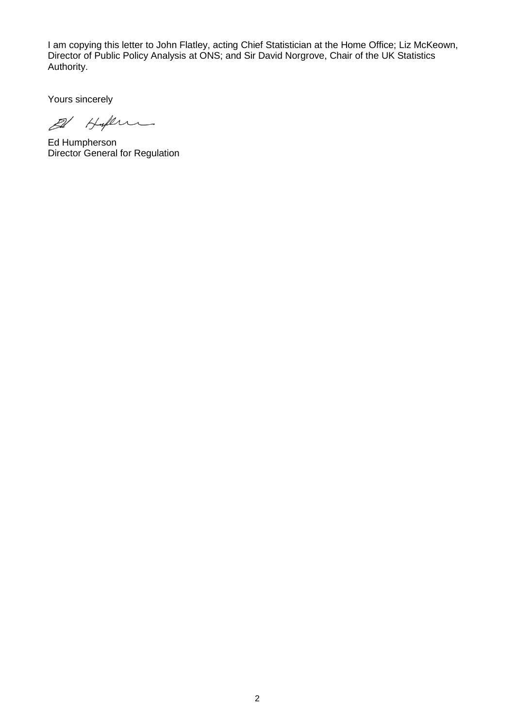I am copying this letter to John Flatley, acting Chief Statistician at the Home Office; Liz McKeown, Director of Public Policy Analysis at ONS; and Sir David Norgrove, Chair of the UK Statistics Authority.

Yours sincerely

Ed Humpherson
Director General for Regulation